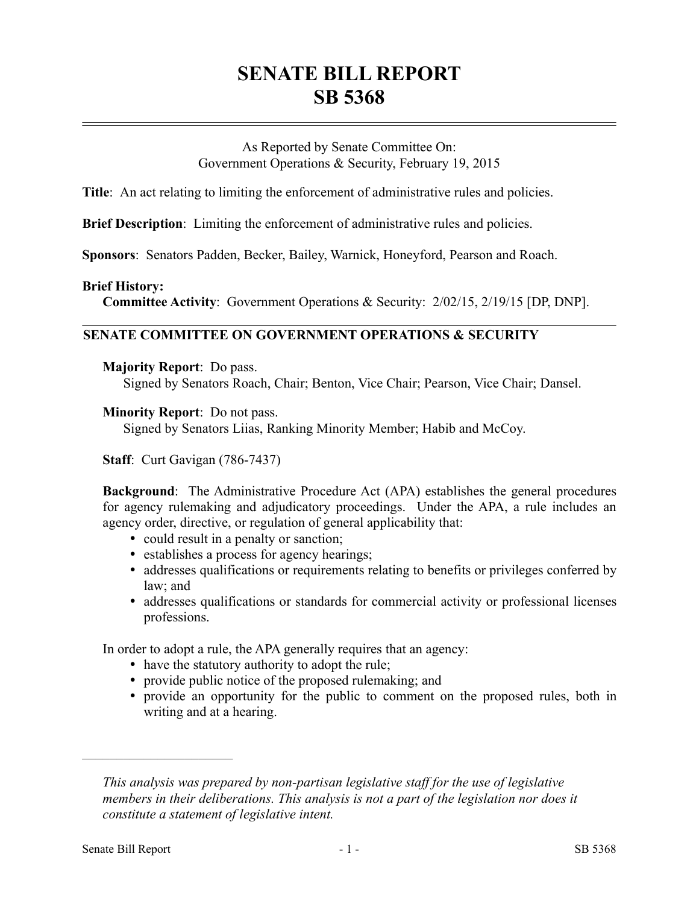# SENATE BILL REPORT
# SB 5368

As Reported by Senate Committee On:
Government Operations & Security, February 19, 2015

**Title**: An act relating to limiting the enforcement of administrative rules and policies.

**Brief Description**: Limiting the enforcement of administrative rules and policies.

**Sponsors**: Senators Padden, Becker, Bailey, Warnick, Honeyford, Pearson and Roach.

**Brief History:**
**Committee Activity**: Government Operations & Security: 2/02/15, 2/19/15 [DP, DNP].

## SENATE COMMITTEE ON GOVERNMENT OPERATIONS & SECURITY

**Majority Report**: Do pass.
Signed by Senators Roach, Chair; Benton, Vice Chair; Pearson, Vice Chair; Dansel.

**Minority Report**: Do not pass.
Signed by Senators Liias, Ranking Minority Member; Habib and McCoy.

**Staff**: Curt Gavigan (786-7437)

**Background**: The Administrative Procedure Act (APA) establishes the general procedures for agency rulemaking and adjudicatory proceedings. Under the APA, a rule includes an agency order, directive, or regulation of general applicability that:

- could result in a penalty or sanction;
- establishes a process for agency hearings;
- addresses qualifications or requirements relating to benefits or privileges conferred by law; and
- addresses qualifications or standards for commercial activity or professional licenses professions.

In order to adopt a rule, the APA generally requires that an agency:

- have the statutory authority to adopt the rule;
- provide public notice of the proposed rulemaking; and
- provide an opportunity for the public to comment on the proposed rules, both in writing and at a hearing.

---

*This analysis was prepared by non-partisan legislative staff for the use of legislative members in their deliberations. This analysis is not a part of the legislation nor does it constitute a statement of legislative intent.*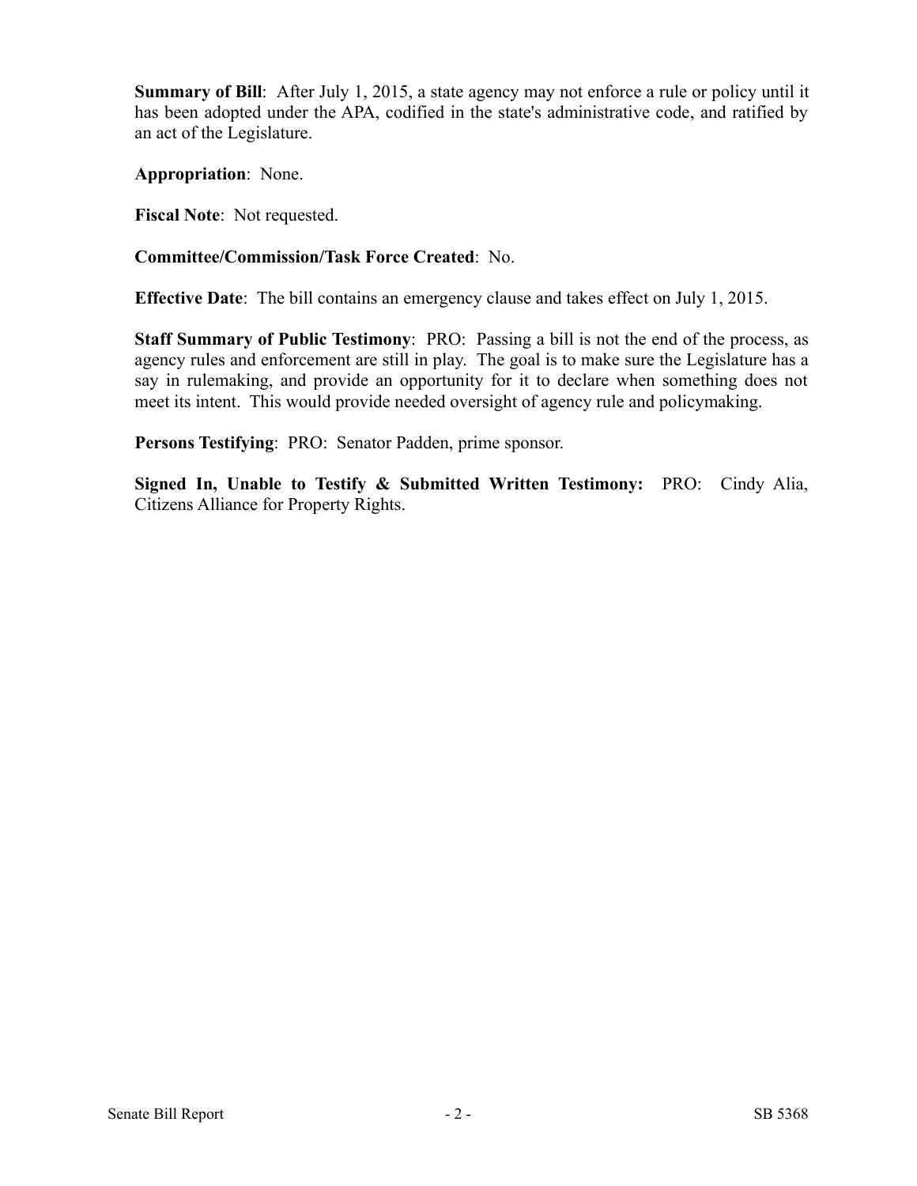**Summary of Bill**: After July 1, 2015, a state agency may not enforce a rule or policy until it has been adopted under the APA, codified in the state's administrative code, and ratified by an act of the Legislature.

**Appropriation**: None.

**Fiscal Note**: Not requested.

**Committee/Commission/Task Force Created**: No.

**Effective Date**: The bill contains an emergency clause and takes effect on July 1, 2015.

**Staff Summary of Public Testimony**: PRO: Passing a bill is not the end of the process, as agency rules and enforcement are still in play. The goal is to make sure the Legislature has a say in rulemaking, and provide an opportunity for it to declare when something does not meet its intent. This would provide needed oversight of agency rule and policymaking.

**Persons Testifying**: PRO: Senator Padden, prime sponsor.

**Signed In, Unable to Testify & Submitted Written Testimony:** PRO: Cindy Alia, Citizens Alliance for Property Rights.